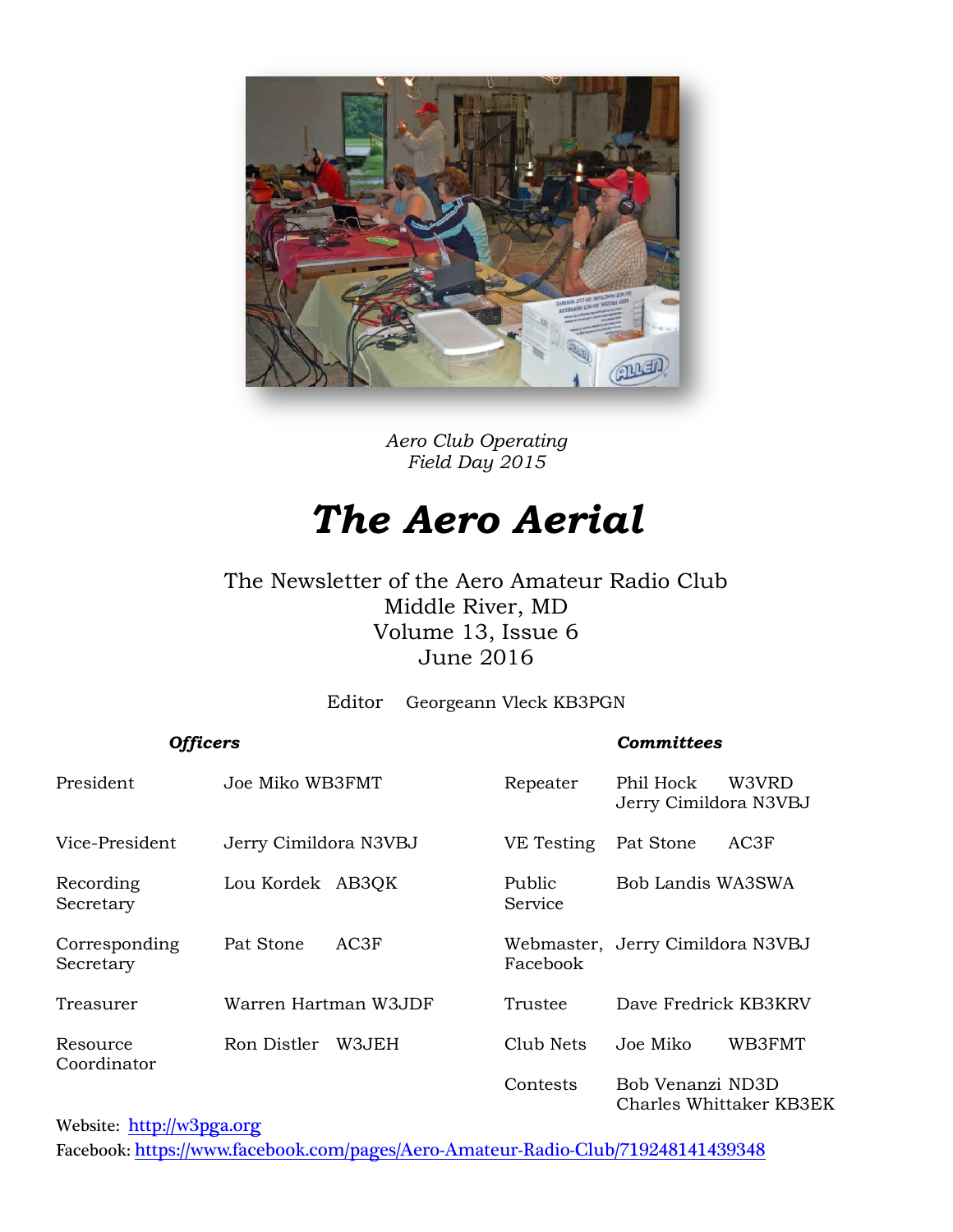*Aero Club Operating*
*Field Day 2015*

# *The Aero Aerial*

The Newsletter of the Aero Amateur Radio Club
Middle River, MD
Volume 13, Issue 6
June 2016

Editor Georgeann Vleck KB3PGN

***Officers***

| | |
|---|---|
| President | Joe Miko WB3FMT |
| Vice-President | Jerry Cimildora N3VBJ |
| Recording Secretary | Lou Kordek AB3QK |
| Corresponding Secretary | Pat Stone AC3F |
| Treasurer | Warren Hartman W3JDF |
| Resource Coordinator | Ron Distler W3JEH |

***Committees***

| | |
|---|---|
| Repeater | Phil Hock W3VRD<br>Jerry Cimildora N3VBJ |
| VE Testing | Pat Stone AC3F |
| Public Service | Bob Landis WA3SWA |
| Webmaster, Facebook | Jerry Cimildora N3VBJ |
| Trustee | Dave Fredrick KB3KRV |
| Club Nets | Joe Miko WB3FMT |
| Contests | Bob Venanzi ND3D<br>Charles Whittaker KB3EK |

Website: http://w3pga.org
Facebook: https://www.facebook.com/pages/Aero-Amateur-Radio-Club/719248141439348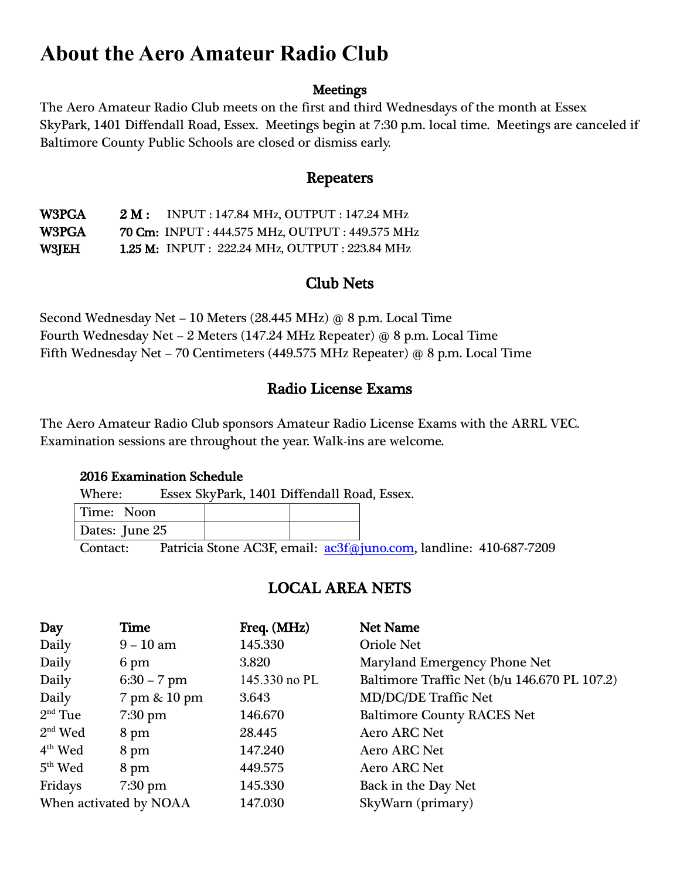# About the Aero Amateur Radio Club

## Meetings

The Aero Amateur Radio Club meets on the first and third Wednesdays of the month at Essex SkyPark, 1401 Diffendall Road, Essex. Meetings begin at 7:30 p.m. local time. Meetings are canceled if Baltimore County Public Schools are closed or dismiss early.

## Repeaters

| | | |
|---|---|---|
| **W3PGA** | **2 M :** | INPUT : 147.84 MHz, OUTPUT : 147.24 MHz |
| **W3PGA** | **70 Cm:** | INPUT : 444.575 MHz, OUTPUT : 449.575 MHz |
| **W3JEH** | **1.25 M:** | INPUT : 222.24 MHz, OUTPUT : 223.84 MHz |

## Club Nets

Second Wednesday Net – 10 Meters (28.445 MHz) @ 8 p.m. Local Time
Fourth Wednesday Net – 2 Meters (147.24 MHz Repeater) @ 8 p.m. Local Time
Fifth Wednesday Net – 70 Centimeters (449.575 MHz Repeater) @ 8 p.m. Local Time

## Radio License Exams

The Aero Amateur Radio Club sponsors Amateur Radio License Exams with the ARRL VEC. Examination sessions are throughout the year. Walk-ins are welcome.

**2016 Examination Schedule**

Where: Essex SkyPark, 1401 Diffendall Road, Essex.

| Time: Noon | | |
|---|---|---|
| Dates: June 25 | | |

Contact: Patricia Stone AC3F, email: ac3f@juno.com, landline: 410-687-7209

## LOCAL AREA NETS

| Day | Time | Freq. (MHz) | Net Name |
|---|---|---|---|
| Daily | 9 – 10 am | 145.330 | Oriole Net |
| Daily | 6 pm | 3.820 | Maryland Emergency Phone Net |
| Daily | 6:30 – 7 pm | 145.330 no PL | Baltimore Traffic Net (b/u 146.670 PL 107.2) |
| Daily | 7 pm & 10 pm | 3.643 | MD/DC/DE Traffic Net |
| 2nd Tue | 7:30 pm | 146.670 | Baltimore County RACES Net |
| 2nd Wed | 8 pm | 28.445 | Aero ARC Net |
| 4th Wed | 8 pm | 147.240 | Aero ARC Net |
| 5th Wed | 8 pm | 449.575 | Aero ARC Net |
| Fridays | 7:30 pm | 145.330 | Back in the Day Net |
| When activated by NOAA | | 147.030 | SkyWarn (primary) |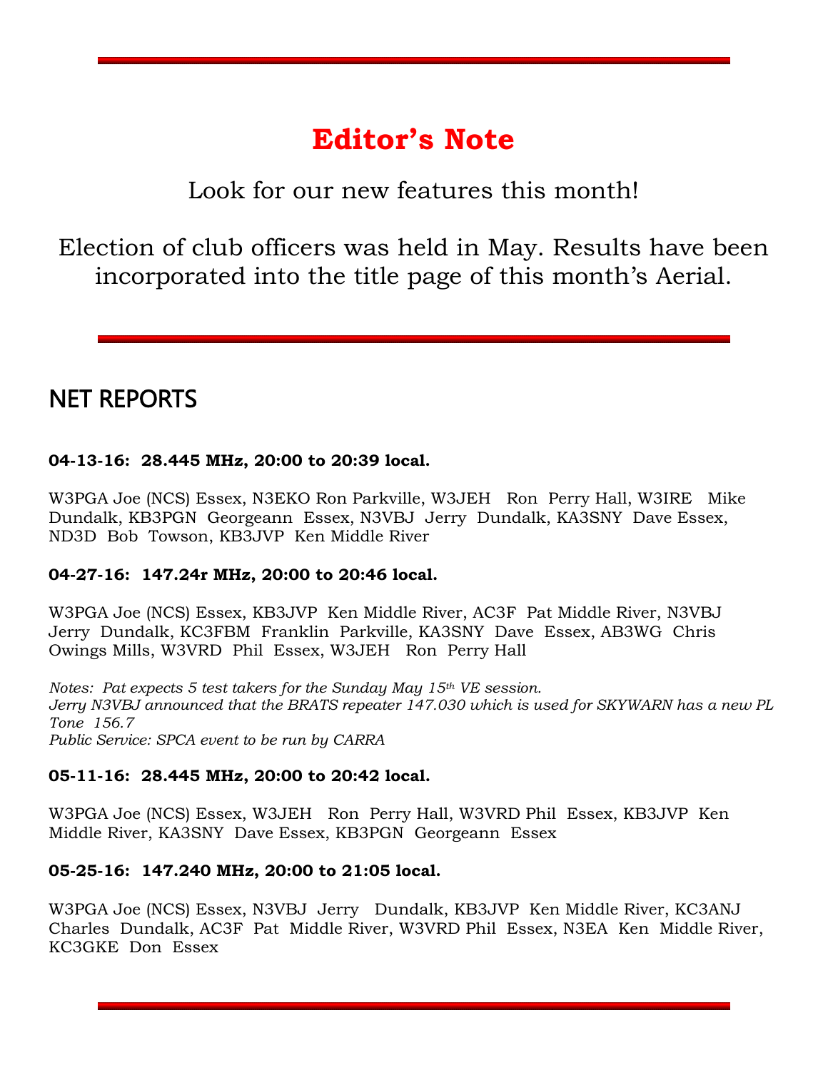# Editor's Note

Look for our new features this month!

Election of club officers was held in May. Results have been incorporated into the title page of this month's Aerial.

## NET REPORTS

**04-13-16: 28.445 MHz, 20:00 to 20:39 local.**

W3PGA Joe (NCS) Essex, N3EKO Ron Parkville, W3JEH Ron Perry Hall, W3IRE Mike Dundalk, KB3PGN Georgeann Essex, N3VBJ Jerry Dundalk, KA3SNY Dave Essex, ND3D Bob Towson, KB3JVP Ken Middle River

**04-27-16: 147.24r MHz, 20:00 to 20:46 local.**

W3PGA Joe (NCS) Essex, KB3JVP Ken Middle River, AC3F Pat Middle River, N3VBJ Jerry Dundalk, KC3FBM Franklin Parkville, KA3SNY Dave Essex, AB3WG Chris Owings Mills, W3VRD Phil Essex, W3JEH Ron Perry Hall

*Notes: Pat expects 5 test takers for the Sunday May 15th VE session.*
*Jerry N3VBJ announced that the BRATS repeater 147.030 which is used for SKYWARN has a new PL Tone 156.7*
*Public Service: SPCA event to be run by CARRA*

**05-11-16: 28.445 MHz, 20:00 to 20:42 local.**

W3PGA Joe (NCS) Essex, W3JEH Ron Perry Hall, W3VRD Phil Essex, KB3JVP Ken Middle River, KA3SNY Dave Essex, KB3PGN Georgeann Essex

**05-25-16: 147.240 MHz, 20:00 to 21:05 local.**

W3PGA Joe (NCS) Essex, N3VBJ Jerry Dundalk, KB3JVP Ken Middle River, KC3ANJ Charles Dundalk, AC3F Pat Middle River, W3VRD Phil Essex, N3EA Ken Middle River, KC3GKE Don Essex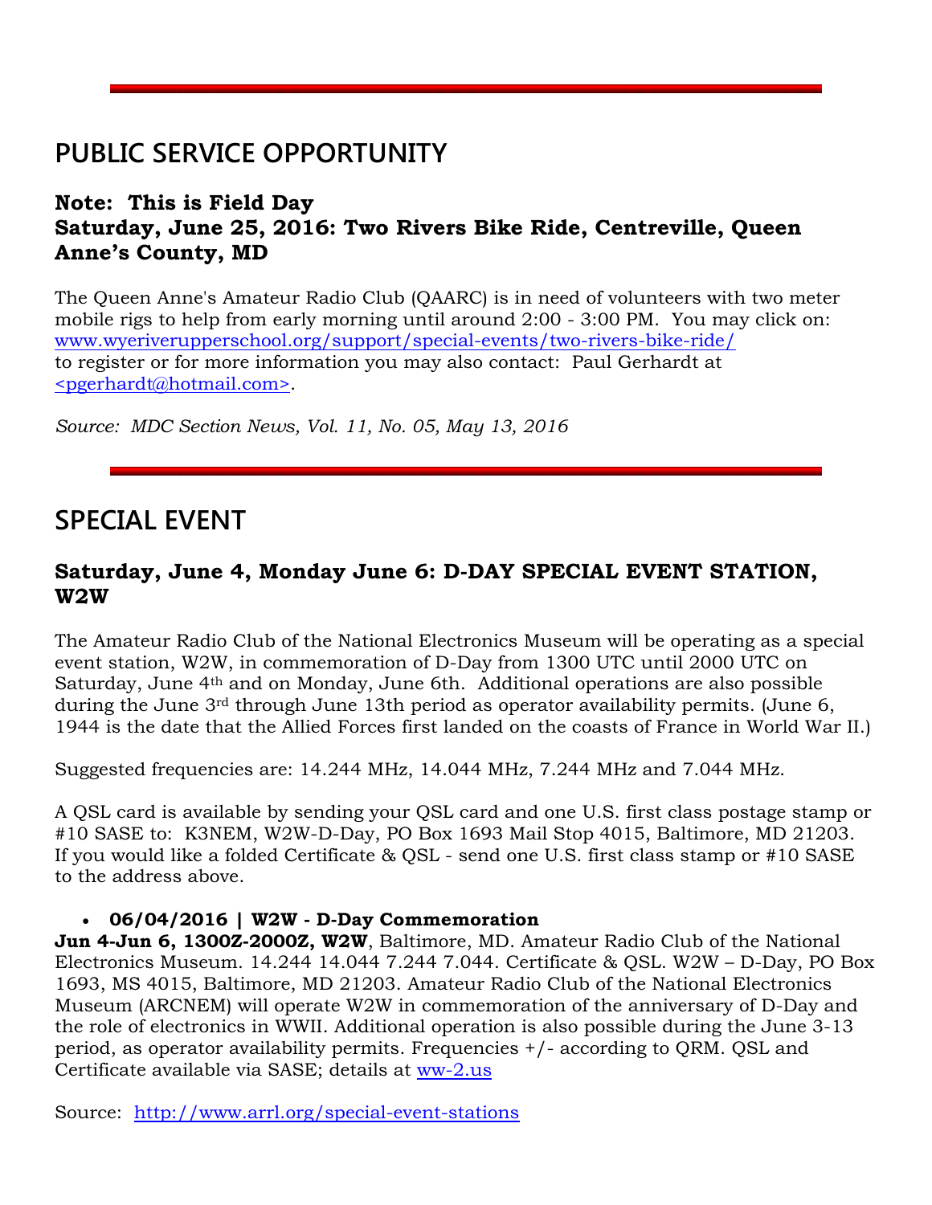## PUBLIC SERVICE OPPORTUNITY

### Note:  This is Field Day
### Saturday, June 25, 2016: Two Rivers Bike Ride, Centreville, Queen Anne's County, MD

The Queen Anne's Amateur Radio Club (QAARC) is in need of volunteers with two meter mobile rigs to help from early morning until around 2:00 - 3:00 PM.  You may click on: www.wyeriverupperschool.org/support/special-events/two-rivers-bike-ride/ to register or for more information you may also contact:  Paul Gerhardt at <pgerhardt@hotmail.com>.

*Source:  MDC Section News, Vol. 11, No. 05, May 13, 2016*

---

## SPECIAL EVENT

### Saturday, June 4, Monday June 6: D-DAY SPECIAL EVENT STATION, W2W

The Amateur Radio Club of the National Electronics Museum will be operating as a special event station, W2W, in commemoration of D-Day from 1300 UTC until 2000 UTC on Saturday, June 4th and on Monday, June 6th.  Additional operations are also possible during the June 3rd through June 13th period as operator availability permits. (June 6, 1944 is the date that the Allied Forces first landed on the coasts of France in World War II.)

Suggested frequencies are: 14.244 MHz, 14.044 MHz, 7.244 MHz and 7.044 MHz.

A QSL card is available by sending your QSL card and one U.S. first class postage stamp or #10 SASE to:  K3NEM, W2W-D-Day, PO Box 1693 Mail Stop 4015, Baltimore, MD 21203. If you would like a folded Certificate & QSL - send one U.S. first class stamp or #10 SASE to the address above.

- **06/04/2016 | W2W - D-Day Commemoration**

**Jun 4-Jun 6, 1300Z-2000Z, W2W**, Baltimore, MD. Amateur Radio Club of the National Electronics Museum. 14.244 14.044 7.244 7.044. Certificate & QSL. W2W – D-Day, PO Box 1693, MS 4015, Baltimore, MD 21203. Amateur Radio Club of the National Electronics Museum (ARCNEM) will operate W2W in commemoration of the anniversary of D-Day and the role of electronics in WWII. Additional operation is also possible during the June 3-13 period, as operator availability permits. Frequencies +/- according to QRM. QSL and Certificate available via SASE; details at ww-2.us

Source:  http://www.arrl.org/special-event-stations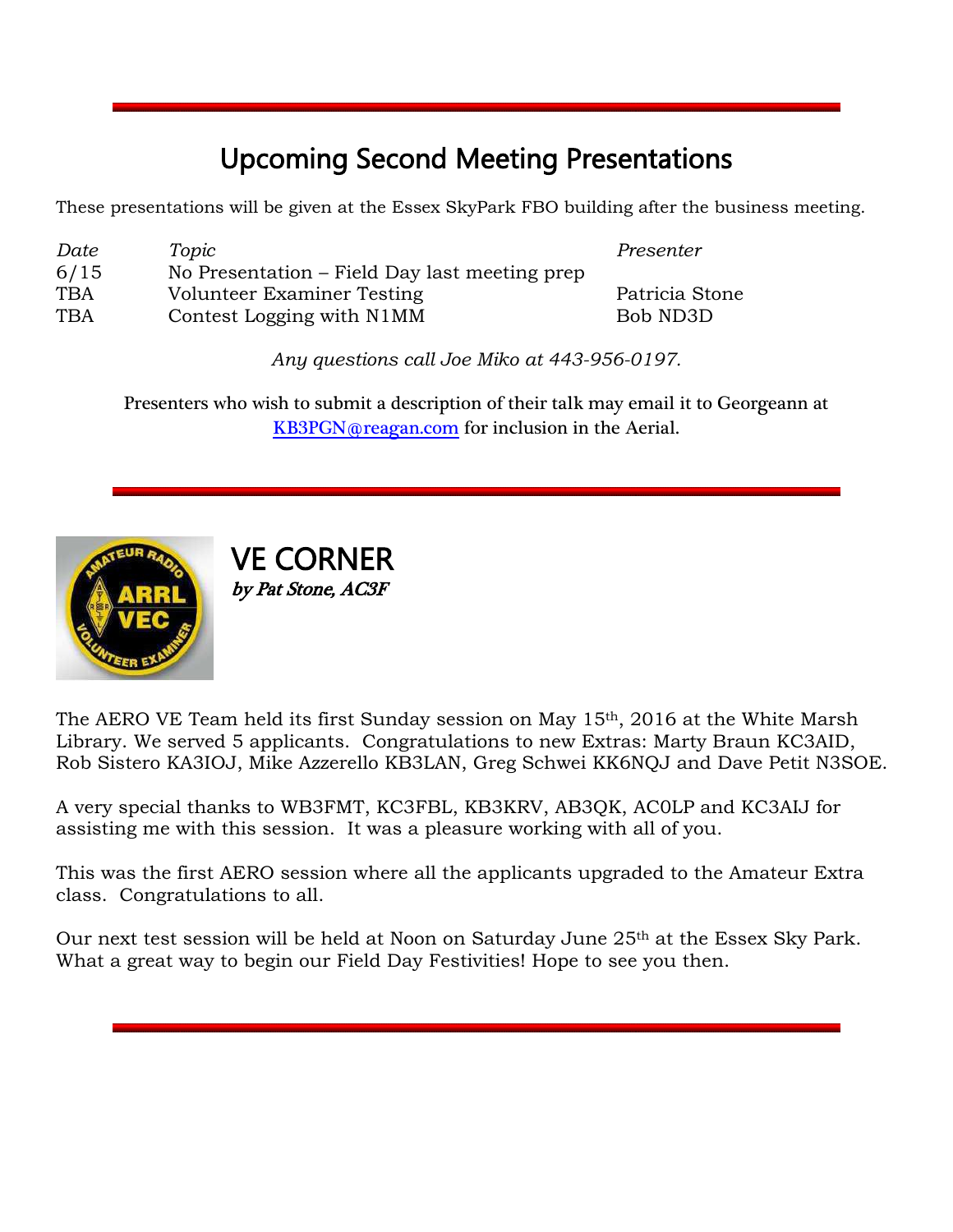## Upcoming Second Meeting Presentations

These presentations will be given at the Essex SkyPark FBO building after the business meeting.

| *Date* | *Topic* | *Presenter* |
|---|---|---|
| 6/15 | No Presentation – Field Day last meeting prep | |
| TBA | Volunteer Examiner Testing | Patricia Stone |
| TBA | Contest Logging with N1MM | Bob ND3D |

*Any questions call Joe Miko at 443-956-0197.*

Presenters who wish to submit a description of their talk may email it to Georgeann at KB3PGN@reagan.com for inclusion in the Aerial.

## VE CORNER

***by Pat Stone, AC3F***

The AERO VE Team held its first Sunday session on May 15th, 2016 at the White Marsh Library. We served 5 applicants. Congratulations to new Extras: Marty Braun KC3AID, Rob Sistero KA3IOJ, Mike Azzerello KB3LAN, Greg Schwei KK6NQJ and Dave Petit N3SOE.

A very special thanks to WB3FMT, KC3FBL, KB3KRV, AB3QK, AC0LP and KC3AIJ for assisting me with this session. It was a pleasure working with all of you.

This was the first AERO session where all the applicants upgraded to the Amateur Extra class. Congratulations to all.

Our next test session will be held at Noon on Saturday June 25th at the Essex Sky Park. What a great way to begin our Field Day Festivities! Hope to see you then.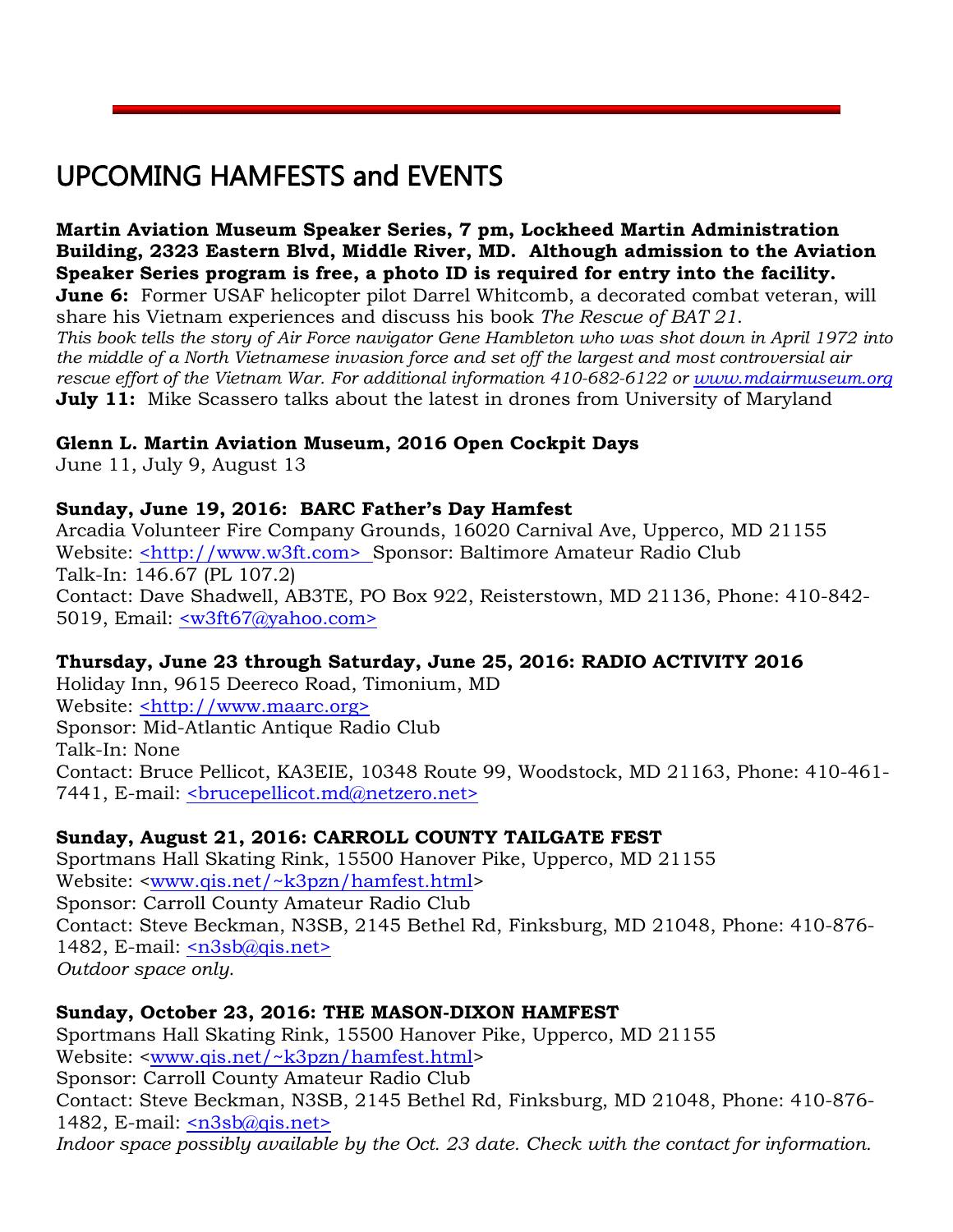# UPCOMING HAMFESTS and EVENTS

**Martin Aviation Museum Speaker Series, 7 pm, Lockheed Martin Administration Building, 2323 Eastern Blvd, Middle River, MD. Although admission to the Aviation Speaker Series program is free, a photo ID is required for entry into the facility.**

**June 6:** Former USAF helicopter pilot Darrel Whitcomb, a decorated combat veteran, will share his Vietnam experiences and discuss his book *The Rescue of BAT 21*.
*This book tells the story of Air Force navigator Gene Hambleton who was shot down in April 1972 into the middle of a North Vietnamese invasion force and set off the largest and most controversial air rescue effort of the Vietnam War. For additional information 410-682-6122 or www.mdairmuseum.org*

**July 11:** Mike Scassero talks about the latest in drones from University of Maryland

**Glenn L. Martin Aviation Museum, 2016 Open Cockpit Days**
June 11, July 9, August 13

**Sunday, June 19, 2016: BARC Father's Day Hamfest**
Arcadia Volunteer Fire Company Grounds, 16020 Carnival Ave, Upperco, MD 21155
Website: <http://www.w3ft.com> Sponsor: Baltimore Amateur Radio Club
Talk-In: 146.67 (PL 107.2)
Contact: Dave Shadwell, AB3TE, PO Box 922, Reisterstown, MD 21136, Phone: 410-842-5019, Email: <w3ft67@yahoo.com>

**Thursday, June 23 through Saturday, June 25, 2016: RADIO ACTIVITY 2016**
Holiday Inn, 9615 Deereco Road, Timonium, MD
Website: <http://www.maarc.org>
Sponsor: Mid-Atlantic Antique Radio Club
Talk-In: None
Contact: Bruce Pellicot, KA3EIE, 10348 Route 99, Woodstock, MD 21163, Phone: 410-461-7441, E-mail: <brucepellicot.md@netzero.net>

**Sunday, August 21, 2016: CARROLL COUNTY TAILGATE FEST**
Sportmans Hall Skating Rink, 15500 Hanover Pike, Upperco, MD 21155
Website: <www.qis.net/~k3pzn/hamfest.html>
Sponsor: Carroll County Amateur Radio Club
Contact: Steve Beckman, N3SB, 2145 Bethel Rd, Finksburg, MD 21048, Phone: 410-876-1482, E-mail: <n3sb@qis.net>
*Outdoor space only.*

**Sunday, October 23, 2016: THE MASON-DIXON HAMFEST**
Sportmans Hall Skating Rink, 15500 Hanover Pike, Upperco, MD 21155
Website: <www.qis.net/~k3pzn/hamfest.html>
Sponsor: Carroll County Amateur Radio Club
Contact: Steve Beckman, N3SB, 2145 Bethel Rd, Finksburg, MD 21048, Phone: 410-876-1482, E-mail: <n3sb@qis.net>
*Indoor space possibly available by the Oct. 23 date. Check with the contact for information.*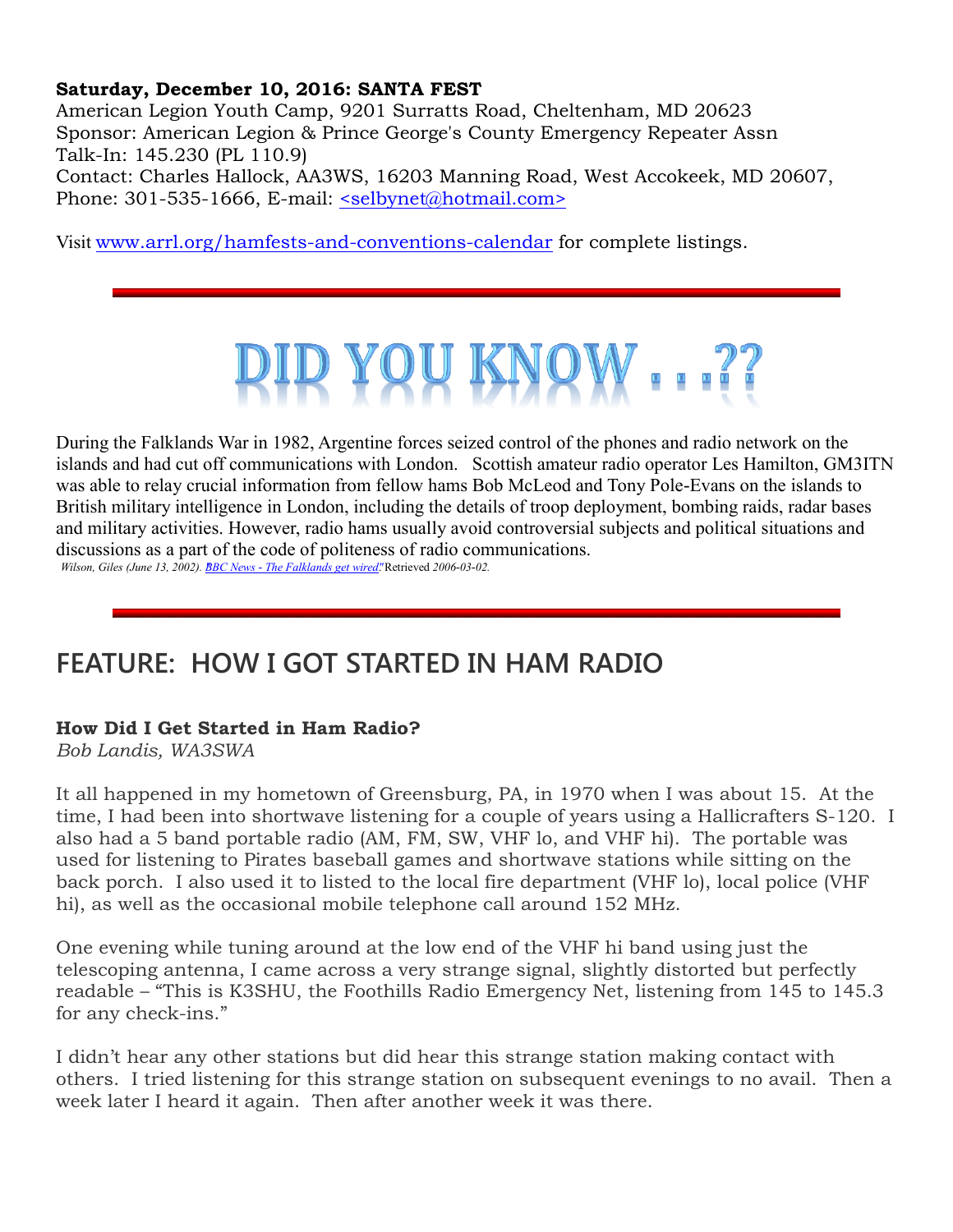**Saturday, December 10, 2016: SANTA FEST**
American Legion Youth Camp, 9201 Surratts Road, Cheltenham, MD 20623
Sponsor: American Legion & Prince George's County Emergency Repeater Assn
Talk-In: 145.230 (PL 110.9)
Contact: Charles Hallock, AA3WS, 16203 Manning Road, West Accokeek, MD 20607,
Phone: 301-535-1666, E-mail: <selbynet@hotmail.com>

Visit www.arrl.org/hamfests-and-conventions-calendar for complete listings.

---

# DID YOU KNOW . . .??

During the Falklands War in 1982, Argentine forces seized control of the phones and radio network on the islands and had cut off communications with London. Scottish amateur radio operator Les Hamilton, GM3ITN was able to relay crucial information from fellow hams Bob McLeod and Tony Pole-Evans on the islands to British military intelligence in London, including the details of troop deployment, bombing raids, radar bases and military activities. However, radio hams usually avoid controversial subjects and political situations and discussions as a part of the code of politeness of radio communications.

*Wilson, Giles (June 13, 2002). "BBC News - The Falklands get wired". Retrieved 2006-03-02.*

---

## FEATURE: HOW I GOT STARTED IN HAM RADIO

### How Did I Get Started in Ham Radio?

*Bob Landis, WA3SWA*

It all happened in my hometown of Greensburg, PA, in 1970 when I was about 15. At the time, I had been into shortwave listening for a couple of years using a Hallicrafters S-120. I also had a 5 band portable radio (AM, FM, SW, VHF lo, and VHF hi). The portable was used for listening to Pirates baseball games and shortwave stations while sitting on the back porch. I also used it to listed to the local fire department (VHF lo), local police (VHF hi), as well as the occasional mobile telephone call around 152 MHz.

One evening while tuning around at the low end of the VHF hi band using just the telescoping antenna, I came across a very strange signal, slightly distorted but perfectly readable – "This is K3SHU, the Foothills Radio Emergency Net, listening from 145 to 145.3 for any check-ins."

I didn't hear any other stations but did hear this strange station making contact with others. I tried listening for this strange station on subsequent evenings to no avail. Then a week later I heard it again. Then after another week it was there.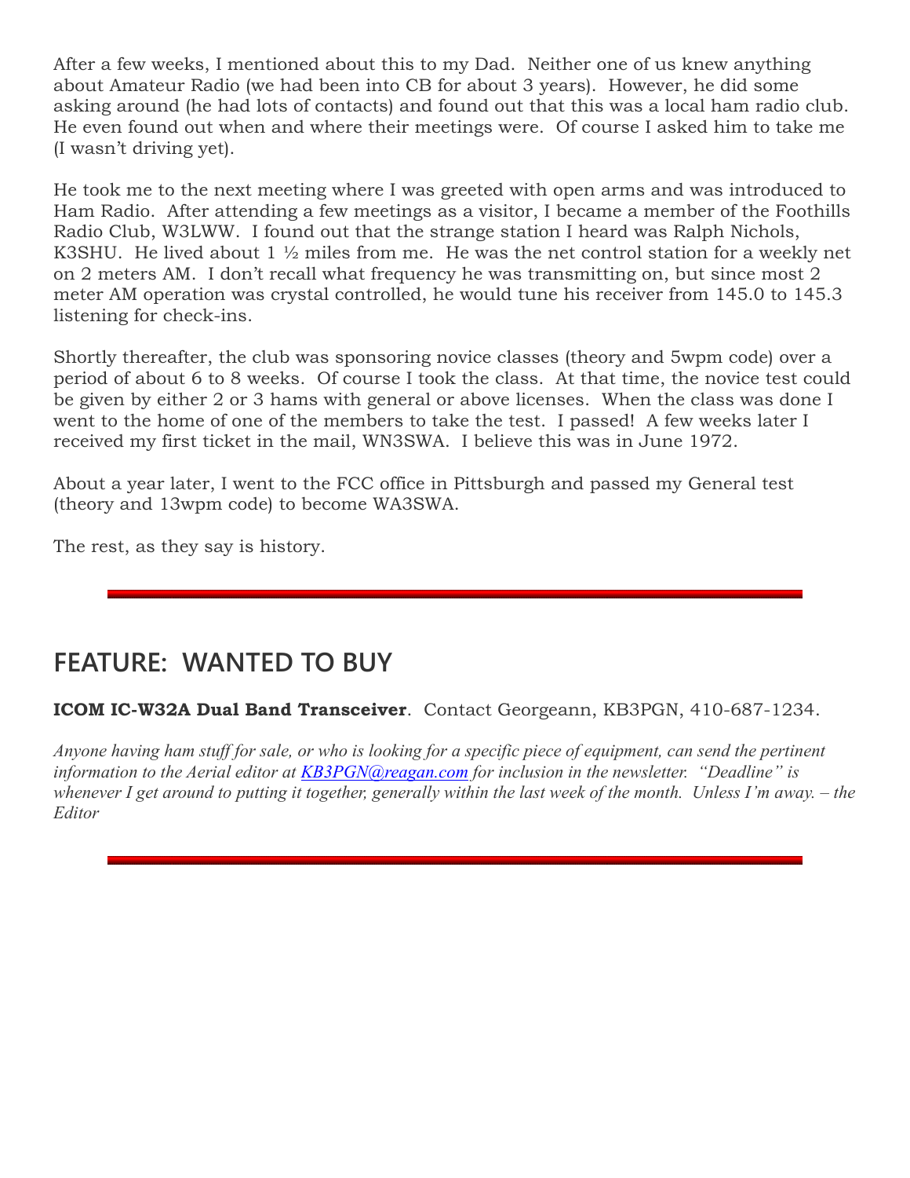After a few weeks, I mentioned about this to my Dad. Neither one of us knew anything about Amateur Radio (we had been into CB for about 3 years). However, he did some asking around (he had lots of contacts) and found out that this was a local ham radio club. He even found out when and where their meetings were. Of course I asked him to take me (I wasn't driving yet).

He took me to the next meeting where I was greeted with open arms and was introduced to Ham Radio. After attending a few meetings as a visitor, I became a member of the Foothills Radio Club, W3LWW. I found out that the strange station I heard was Ralph Nichols, K3SHU. He lived about 1 ½ miles from me. He was the net control station for a weekly net on 2 meters AM. I don't recall what frequency he was transmitting on, but since most 2 meter AM operation was crystal controlled, he would tune his receiver from 145.0 to 145.3 listening for check-ins.

Shortly thereafter, the club was sponsoring novice classes (theory and 5wpm code) over a period of about 6 to 8 weeks. Of course I took the class. At that time, the novice test could be given by either 2 or 3 hams with general or above licenses. When the class was done I went to the home of one of the members to take the test. I passed! A few weeks later I received my first ticket in the mail, WN3SWA. I believe this was in June 1972.

About a year later, I went to the FCC office in Pittsburgh and passed my General test (theory and 13wpm code) to become WA3SWA.

The rest, as they say is history.

---

## FEATURE: WANTED TO BUY

**ICOM IC-W32A Dual Band Transceiver**. Contact Georgeann, KB3PGN, 410-687-1234.

*Anyone having ham stuff for sale, or who is looking for a specific piece of equipment, can send the pertinent information to the Aerial editor at [KB3PGN@reagan.com](mailto:KB3PGN@reagan.com) for inclusion in the newsletter. "Deadline" is whenever I get around to putting it together, generally within the last week of the month. Unless I'm away. – the Editor*

---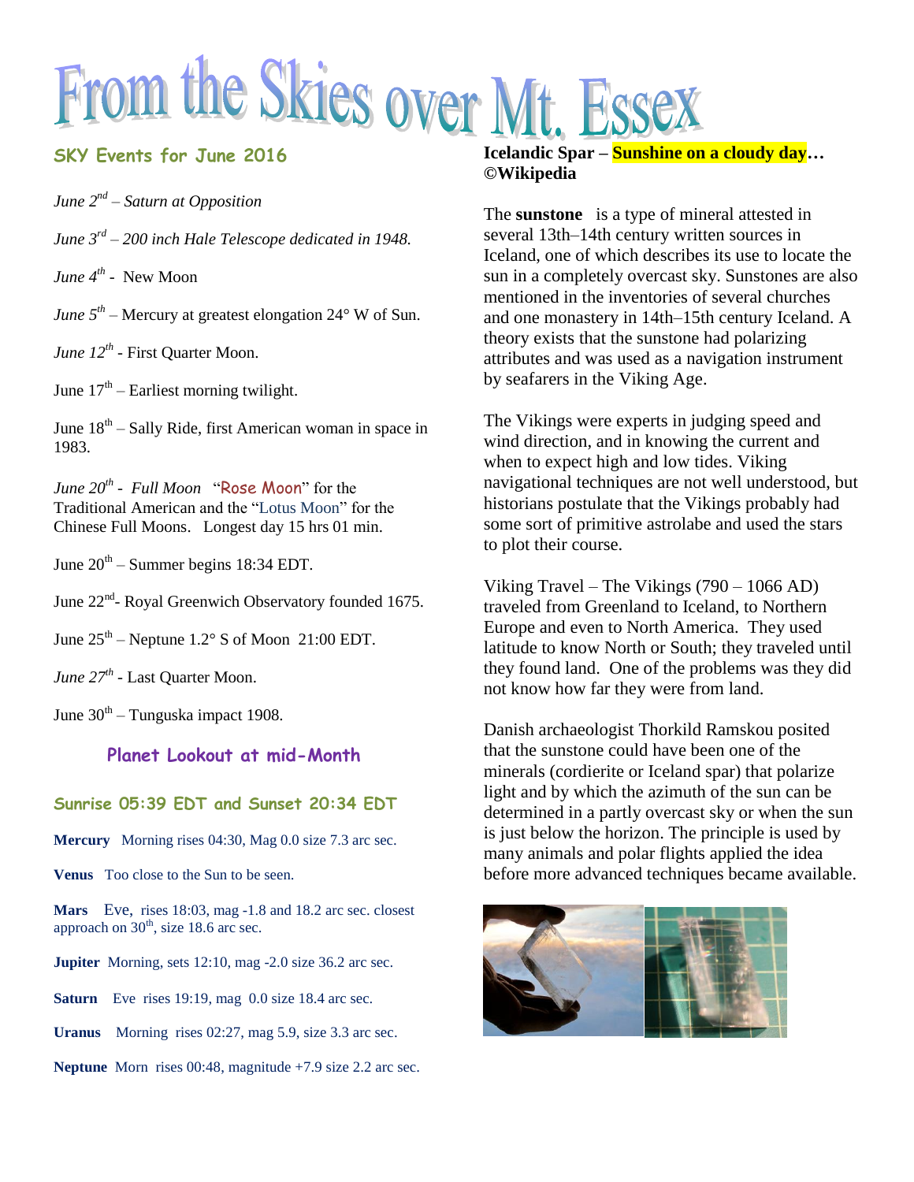# From the Skies over Mt. Essex

## SKY Events for June 2016

*June 2nd – Saturn at Opposition*

*June 3rd – 200 inch Hale Telescope dedicated in 1948.*

*June 4th* - New Moon

*June 5th* – Mercury at greatest elongation 24° W of Sun.

*June 12th* - First Quarter Moon.

June 17th – Earliest morning twilight.

June 18th – Sally Ride, first American woman in space in 1983.

*June 20th - Full Moon* "Rose Moon" for the Traditional American and the "Lotus Moon" for the Chinese Full Moons. Longest day 15 hrs 01 min.

June 20th – Summer begins 18:34 EDT.

June 22nd- Royal Greenwich Observatory founded 1675.

June 25th – Neptune 1.2° S of Moon 21:00 EDT.

*June 27th* - Last Quarter Moon.

June 30th – Tunguska impact 1908.

### Planet Lookout at mid-Month

### Sunrise 05:39 EDT and Sunset 20:34 EDT

**Mercury** Morning rises 04:30, Mag 0.0 size 7.3 arc sec.

**Venus** Too close to the Sun to be seen.

**Mars** Eve, rises 18:03, mag -1.8 and 18.2 arc sec. closest approach on 30th, size 18.6 arc sec.

**Jupiter** Morning, sets 12:10, mag -2.0 size 36.2 arc sec.

**Saturn** Eve rises 19:19, mag 0.0 size 18.4 arc sec.

**Uranus** Morning rises 02:27, mag 5.9, size 3.3 arc sec.

**Neptune** Morn rises 00:48, magnitude +7.9 size 2.2 arc sec.

**Icelandic Spar – Sunshine on a cloudy day… ©Wikipedia**

The **sunstone** is a type of mineral attested in several 13th–14th century written sources in Iceland, one of which describes its use to locate the sun in a completely overcast sky. Sunstones are also mentioned in the inventories of several churches and one monastery in 14th–15th century Iceland. A theory exists that the sunstone had polarizing attributes and was used as a navigation instrument by seafarers in the Viking Age.

The Vikings were experts in judging speed and wind direction, and in knowing the current and when to expect high and low tides. Viking navigational techniques are not well understood, but historians postulate that the Vikings probably had some sort of primitive astrolabe and used the stars to plot their course.

Viking Travel – The Vikings (790 – 1066 AD) traveled from Greenland to Iceland, to Northern Europe and even to North America. They used latitude to know North or South; they traveled until they found land. One of the problems was they did not know how far they were from land.

Danish archaeologist Thorkild Ramskou posited that the sunstone could have been one of the minerals (cordierite or Iceland spar) that polarize light and by which the azimuth of the sun can be determined in a partly overcast sky or when the sun is just below the horizon. The principle is used by many animals and polar flights applied the idea before more advanced techniques became available.